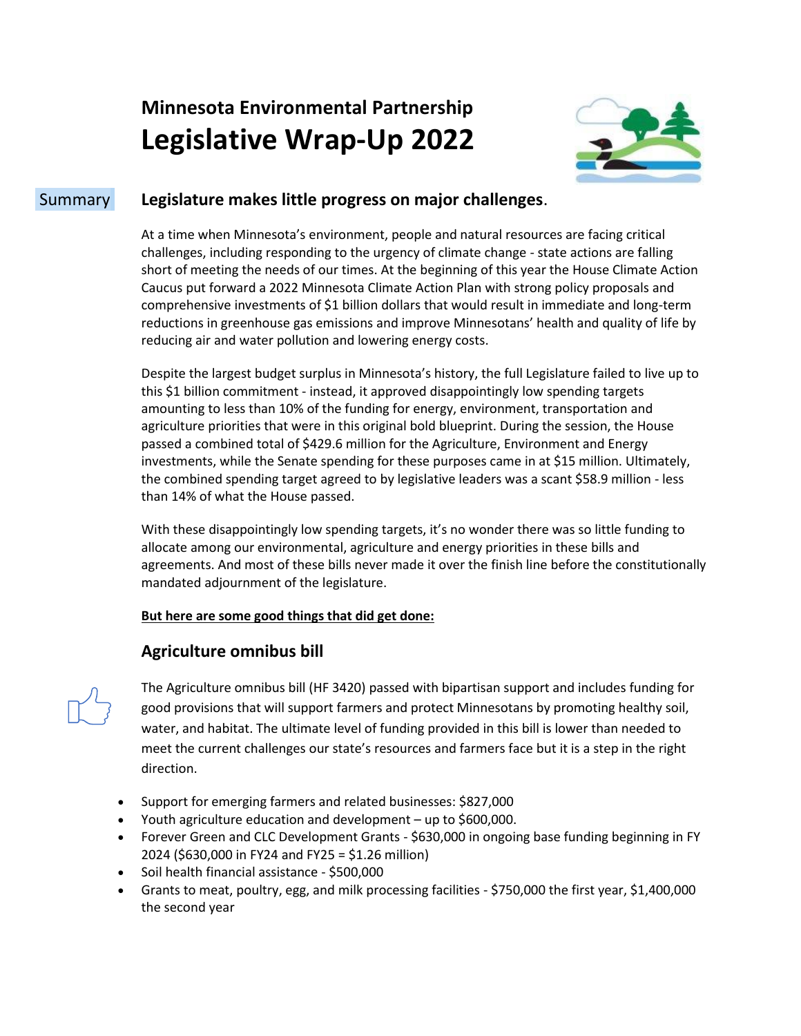# Minnesota Environmental Partnership

# Legislative Wrap-Up 2022

Summary

## Legislature makes little progress on major challenges.

At a time when Minnesota's environment, people and natural resources are facing critical challenges, including responding to the urgency of climate change - state actions are falling short of meeting the needs of our times. At the beginning of this year the House Climate Action Caucus put forward a 2022 Minnesota Climate Action Plan with strong policy proposals and comprehensive investments of $1 billion dollars that would result in immediate and long-term reductions in greenhouse gas emissions and improve Minnesotans' health and quality of life by reducing air and water pollution and lowering energy costs.

Despite the largest budget surplus in Minnesota's history, the full Legislature failed to live up to this $1 billion commitment - instead, it approved disappointingly low spending targets amounting to less than 10% of the funding for energy, environment, transportation and agriculture priorities that were in this original bold blueprint. During the session, the House passed a combined total of $429.6 million for the Agriculture, Environment and Energy investments, while the Senate spending for these purposes came in at $15 million. Ultimately, the combined spending target agreed to by legislative leaders was a scant $58.9 million - less than 14% of what the House passed.

With these disappointingly low spending targets, it's no wonder there was so little funding to allocate among our environmental, agriculture and energy priorities in these bills and agreements. And most of these bills never made it over the finish line before the constitutionally mandated adjournment of the legislature.

**But here are some good things that did get done:**

### Agriculture omnibus bill

The Agriculture omnibus bill (HF 3420) passed with bipartisan support and includes funding for good provisions that will support farmers and protect Minnesotans by promoting healthy soil, water, and habitat. The ultimate level of funding provided in this bill is lower than needed to meet the current challenges our state's resources and farmers face but it is a step in the right direction.

- Support for emerging farmers and related businesses: $827,000
- Youth agriculture education and development – up to $600,000.
- Forever Green and CLC Development Grants - $630,000 in ongoing base funding beginning in FY 2024 ($630,000 in FY24 and FY25 = $1.26 million)
- Soil health financial assistance - $500,000
- Grants to meat, poultry, egg, and milk processing facilities - $750,000 the first year, $1,400,000 the second year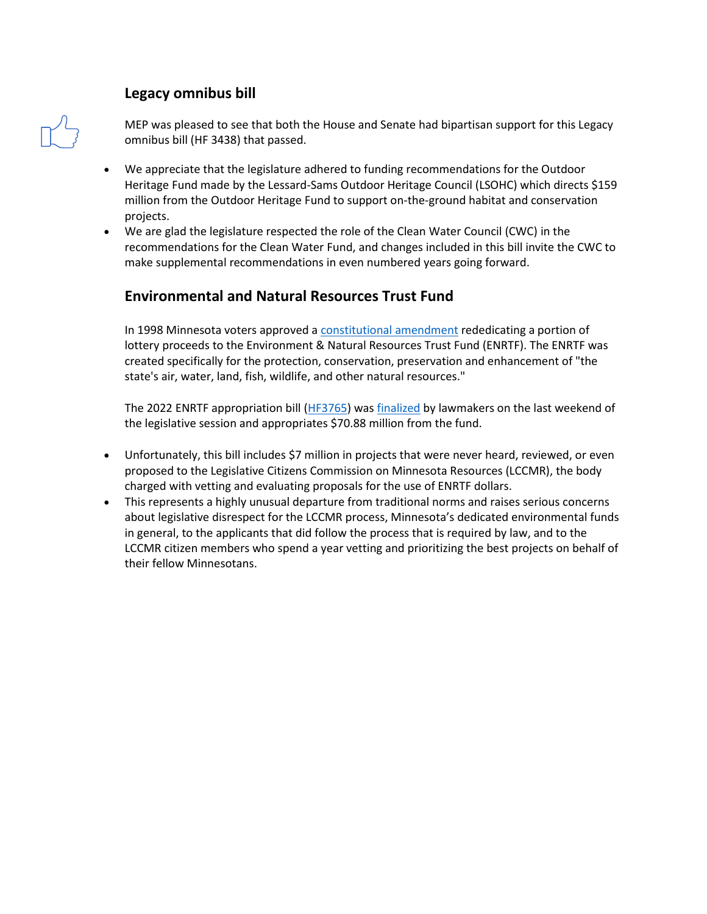## Legacy omnibus bill

MEP was pleased to see that both the House and Senate had bipartisan support for this Legacy omnibus bill (HF 3438) that passed.

- We appreciate that the legislature adhered to funding recommendations for the Outdoor Heritage Fund made by the Lessard-Sams Outdoor Heritage Council (LSOHC) which directs $159 million from the Outdoor Heritage Fund to support on-the-ground habitat and conservation projects.
- We are glad the legislature respected the role of the Clean Water Council (CWC) in the recommendations for the Clean Water Fund, and changes included in this bill invite the CWC to make supplemental recommendations in even numbered years going forward.

## Environmental and Natural Resources Trust Fund

In 1998 Minnesota voters approved a constitutional amendment rededicating a portion of lottery proceeds to the Environment & Natural Resources Trust Fund (ENRTF). The ENRTF was created specifically for the protection, conservation, preservation and enhancement of "the state's air, water, land, fish, wildlife, and other natural resources."

The 2022 ENRTF appropriation bill (HF3765) was finalized by lawmakers on the last weekend of the legislative session and appropriates $70.88 million from the fund.

- Unfortunately, this bill includes $7 million in projects that were never heard, reviewed, or even proposed to the Legislative Citizens Commission on Minnesota Resources (LCCMR), the body charged with vetting and evaluating proposals for the use of ENRTF dollars.
- This represents a highly unusual departure from traditional norms and raises serious concerns about legislative disrespect for the LCCMR process, Minnesota's dedicated environmental funds in general, to the applicants that did follow the process that is required by law, and to the LCCMR citizen members who spend a year vetting and prioritizing the best projects on behalf of their fellow Minnesotans.